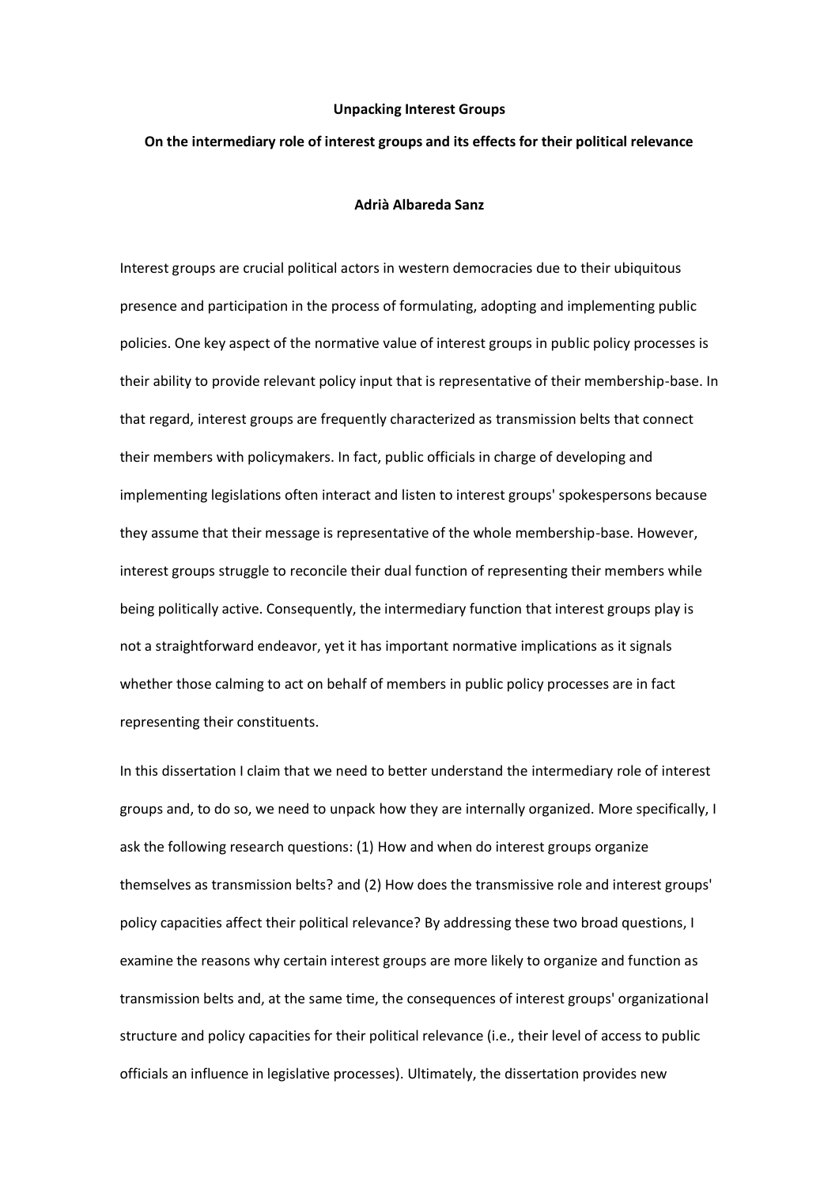**Unpacking Interest Groups**

**On the intermediary role of interest groups and its effects for their political relevance**

**Adrià Albareda Sanz**

Interest groups are crucial political actors in western democracies due to their ubiquitous presence and participation in the process of formulating, adopting and implementing public policies. One key aspect of the normative value of interest groups in public policy processes is their ability to provide relevant policy input that is representative of their membership-base. In that regard, interest groups are frequently characterized as transmission belts that connect their members with policymakers. In fact, public officials in charge of developing and implementing legislations often interact and listen to interest groups' spokespersons because they assume that their message is representative of the whole membership-base. However, interest groups struggle to reconcile their dual function of representing their members while being politically active. Consequently, the intermediary function that interest groups play is not a straightforward endeavor, yet it has important normative implications as it signals whether those calming to act on behalf of members in public policy processes are in fact representing their constituents.

In this dissertation I claim that we need to better understand the intermediary role of interest groups and, to do so, we need to unpack how they are internally organized. More specifically, I ask the following research questions: (1) How and when do interest groups organize themselves as transmission belts? and (2) How does the transmissive role and interest groups' policy capacities affect their political relevance? By addressing these two broad questions, I examine the reasons why certain interest groups are more likely to organize and function as transmission belts and, at the same time, the consequences of interest groups' organizational structure and policy capacities for their political relevance (i.e., their level of access to public officials an influence in legislative processes). Ultimately, the dissertation provides new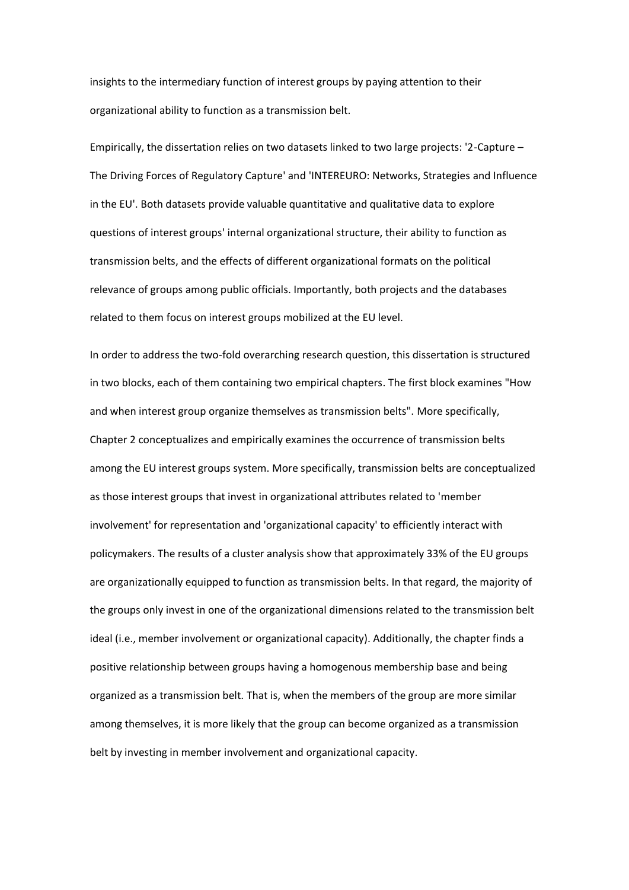insights to the intermediary function of interest groups by paying attention to their organizational ability to function as a transmission belt.

Empirically, the dissertation relies on two datasets linked to two large projects: '2-Capture – The Driving Forces of Regulatory Capture' and 'INTEREURO: Networks, Strategies and Influence in the EU'. Both datasets provide valuable quantitative and qualitative data to explore questions of interest groups' internal organizational structure, their ability to function as transmission belts, and the effects of different organizational formats on the political relevance of groups among public officials. Importantly, both projects and the databases related to them focus on interest groups mobilized at the EU level.

In order to address the two-fold overarching research question, this dissertation is structured in two blocks, each of them containing two empirical chapters. The first block examines "How and when interest group organize themselves as transmission belts". More specifically, Chapter 2 conceptualizes and empirically examines the occurrence of transmission belts among the EU interest groups system. More specifically, transmission belts are conceptualized as those interest groups that invest in organizational attributes related to 'member involvement' for representation and 'organizational capacity' to efficiently interact with policymakers. The results of a cluster analysis show that approximately 33% of the EU groups are organizationally equipped to function as transmission belts. In that regard, the majority of the groups only invest in one of the organizational dimensions related to the transmission belt ideal (i.e., member involvement or organizational capacity). Additionally, the chapter finds a positive relationship between groups having a homogenous membership base and being organized as a transmission belt. That is, when the members of the group are more similar among themselves, it is more likely that the group can become organized as a transmission belt by investing in member involvement and organizational capacity.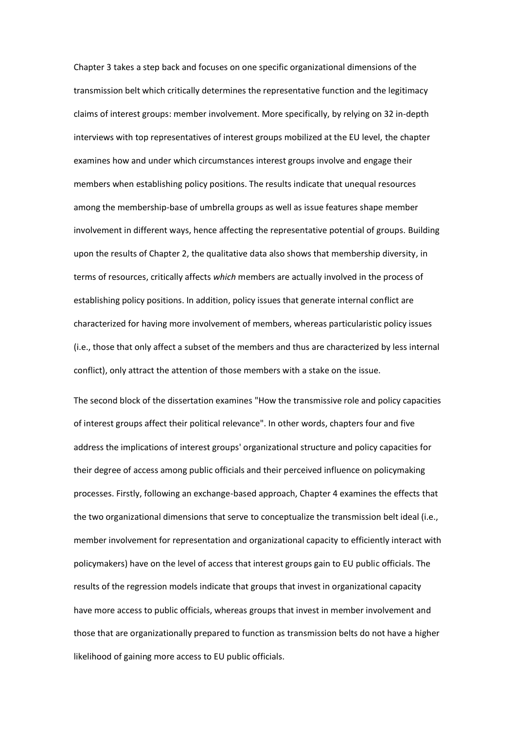Chapter 3 takes a step back and focuses on one specific organizational dimensions of the transmission belt which critically determines the representative function and the legitimacy claims of interest groups: member involvement. More specifically, by relying on 32 in-depth interviews with top representatives of interest groups mobilized at the EU level, the chapter examines how and under which circumstances interest groups involve and engage their members when establishing policy positions. The results indicate that unequal resources among the membership-base of umbrella groups as well as issue features shape member involvement in different ways, hence affecting the representative potential of groups. Building upon the results of Chapter 2, the qualitative data also shows that membership diversity, in terms of resources, critically affects *which* members are actually involved in the process of establishing policy positions. In addition, policy issues that generate internal conflict are characterized for having more involvement of members, whereas particularistic policy issues (i.e., those that only affect a subset of the members and thus are characterized by less internal conflict), only attract the attention of those members with a stake on the issue.

The second block of the dissertation examines "How the transmissive role and policy capacities of interest groups affect their political relevance". In other words, chapters four and five address the implications of interest groups' organizational structure and policy capacities for their degree of access among public officials and their perceived influence on policymaking processes. Firstly, following an exchange-based approach, Chapter 4 examines the effects that the two organizational dimensions that serve to conceptualize the transmission belt ideal (i.e., member involvement for representation and organizational capacity to efficiently interact with policymakers) have on the level of access that interest groups gain to EU public officials. The results of the regression models indicate that groups that invest in organizational capacity have more access to public officials, whereas groups that invest in member involvement and those that are organizationally prepared to function as transmission belts do not have a higher likelihood of gaining more access to EU public officials.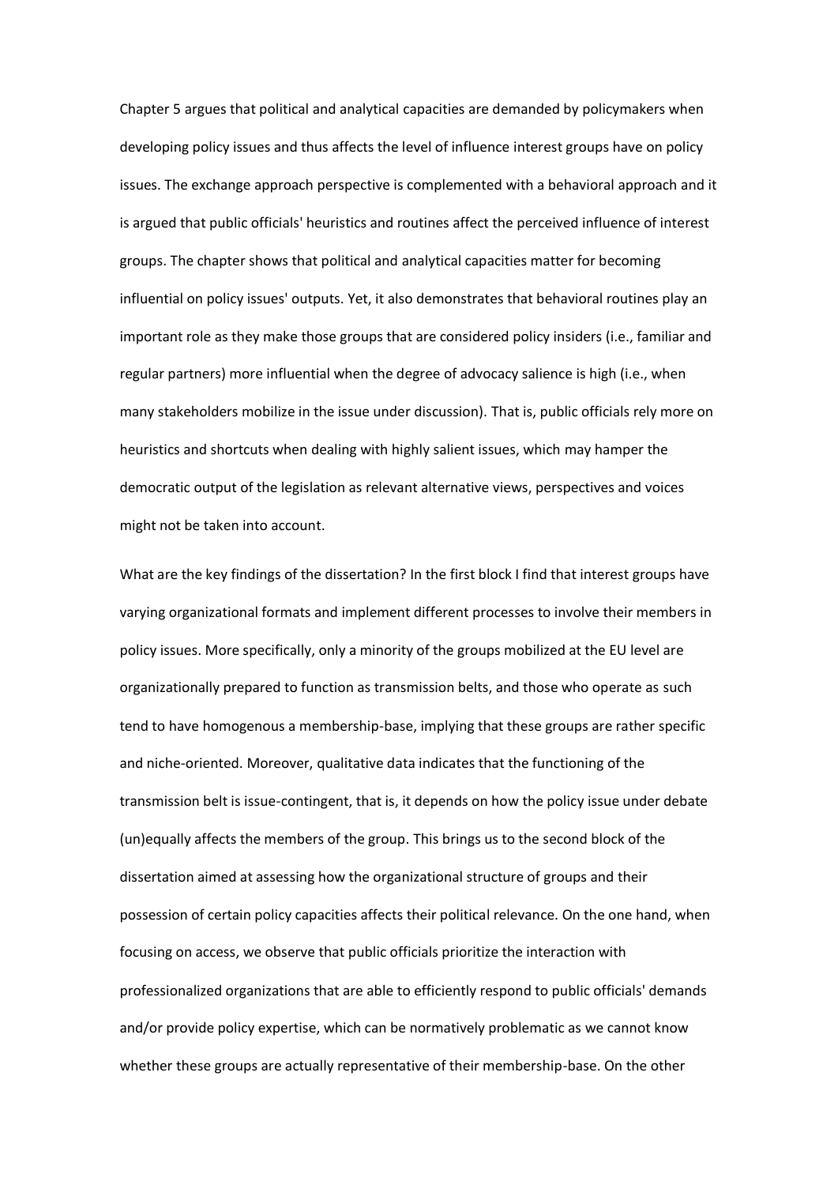Chapter 5 argues that political and analytical capacities are demanded by policymakers when developing policy issues and thus affects the level of influence interest groups have on policy issues. The exchange approach perspective is complemented with a behavioral approach and it is argued that public officials' heuristics and routines affect the perceived influence of interest groups. The chapter shows that political and analytical capacities matter for becoming influential on policy issues' outputs. Yet, it also demonstrates that behavioral routines play an important role as they make those groups that are considered policy insiders (i.e., familiar and regular partners) more influential when the degree of advocacy salience is high (i.e., when many stakeholders mobilize in the issue under discussion). That is, public officials rely more on heuristics and shortcuts when dealing with highly salient issues, which may hamper the democratic output of the legislation as relevant alternative views, perspectives and voices might not be taken into account.

What are the key findings of the dissertation? In the first block I find that interest groups have varying organizational formats and implement different processes to involve their members in policy issues. More specifically, only a minority of the groups mobilized at the EU level are organizationally prepared to function as transmission belts, and those who operate as such tend to have homogenous a membership-base, implying that these groups are rather specific and niche-oriented. Moreover, qualitative data indicates that the functioning of the transmission belt is issue-contingent, that is, it depends on how the policy issue under debate (un)equally affects the members of the group. This brings us to the second block of the dissertation aimed at assessing how the organizational structure of groups and their possession of certain policy capacities affects their political relevance. On the one hand, when focusing on access, we observe that public officials prioritize the interaction with professionalized organizations that are able to efficiently respond to public officials' demands and/or provide policy expertise, which can be normatively problematic as we cannot know whether these groups are actually representative of their membership-base. On the other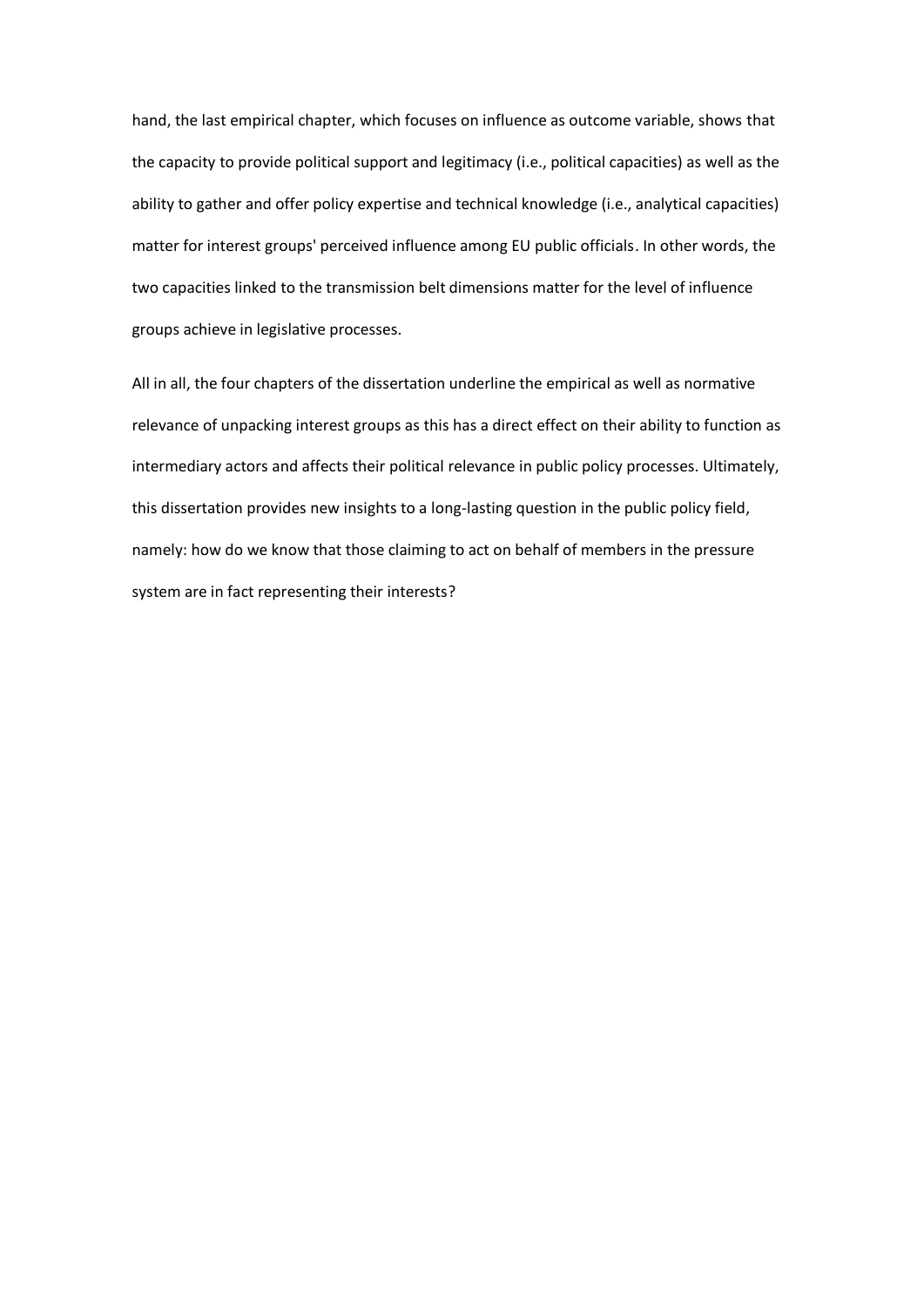hand, the last empirical chapter, which focuses on influence as outcome variable, shows that the capacity to provide political support and legitimacy (i.e., political capacities) as well as the ability to gather and offer policy expertise and technical knowledge (i.e., analytical capacities) matter for interest groups' perceived influence among EU public officials. In other words, the two capacities linked to the transmission belt dimensions matter for the level of influence groups achieve in legislative processes.

All in all, the four chapters of the dissertation underline the empirical as well as normative relevance of unpacking interest groups as this has a direct effect on their ability to function as intermediary actors and affects their political relevance in public policy processes. Ultimately, this dissertation provides new insights to a long-lasting question in the public policy field, namely: how do we know that those claiming to act on behalf of members in the pressure system are in fact representing their interests?